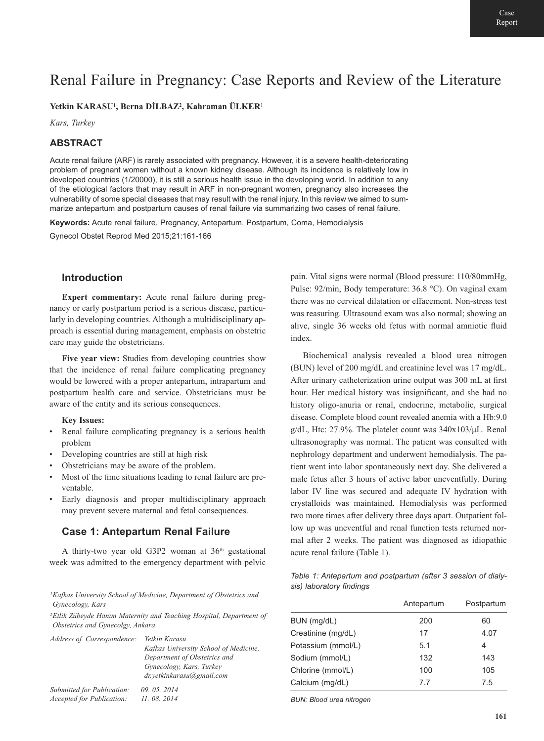Case Report

# Renal Failure in Pregnancy: Case Reports and Review of the Literature

**Yetkin KARASU[1], Berna DİLBAZ[2], Kahraman ÜLKER[1]**

*Kars, Turkey*

## ABSTRACT

Acute renal failure (ARF) is rarely associated with pregnancy. However, it is a severe health-deteriorating problem of pregnant women without a known kidney disease. Although its incidence is relatively low in developed countries (1/20000), it is still a serious health issue in the developing world. In addition to any of the etiological factors that may result in ARF in non-pregnant women, pregnancy also increases the vulnerability of some special diseases that may result with the renal injury. In this review we aimed to summarize antepartum and postpartum causes of renal failure via summarizing two cases of renal failure.

**Keywords:** Acute renal failure, Pregnancy, Antepartum, Postpartum, Coma, Hemodialysis

Gynecol Obstet Reprod Med 2015;21:161-166

## Introduction

**Expert commentary:** Acute renal failure during pregnancy or early postpartum period is a serious disease, particularly in developing countries. Although a multidisciplinary approach is essential during management, emphasis on obstetric care may guide the obstetricians.

**Five year view:** Studies from developing countries show that the incidence of renal failure complicating pregnancy would be lowered with a proper antepartum, intrapartum and postpartum health care and service. Obstetricians must be aware of the entity and its serious consequences.

**Key Issues:**

- Renal failure complicating pregnancy is a serious health problem
- Developing countries are still at high risk
- Obstetricians may be aware of the problem.
- Most of the time situations leading to renal failure are preventable.
- Early diagnosis and proper multidisciplinary approach may prevent severe maternal and fetal consequences.

## Case 1: Antepartum Renal Failure

A thirty-two year old G3P2 woman at 36th gestational week was admitted to the emergency department with pelvic pain. Vital signs were normal (Blood pressure: 110/80mmHg, Pulse: 92/min, Body temperature: 36.8 °C). On vaginal exam there was no cervical dilatation or effacement. Non-stress test was reasuring. Ultrasound exam was also normal; showing an alive, single 36 weeks old fetus with normal amniotic fluid index.

Biochemical analysis revealed a blood urea nitrogen (BUN) level of 200 mg/dL and creatinine level was 17 mg/dL. After urinary catheterization urine output was 300 mL at first hour. Her medical history was insignificant, and she had no history oligo-anuria or renal, endocrine, metabolic, surgical disease. Complete blood count revealed anemia with a Hb:9.0 g/dL, Htc: 27.9%. The platelet count was 340x103/μL. Renal ultrasonography was normal. The patient was consulted with nephrology department and underwent hemodialysis. The patient went into labor spontaneously next day. She delivered a male fetus after 3 hours of active labor uneventfully. During labor IV line was secured and adequate IV hydration with crystalloids was maintained. Hemodialysis was performed two more times after delivery three days apart. Outpatient follow up was uneventful and renal function tests returned normal after 2 weeks. The patient was diagnosed as idiopathic acute renal failure (Table 1).

*Table 1: Antepartum and postpartum (after 3 session of dialysis) laboratory findings*

| | Antepartum | Postpartum |
|---|---|---|
| BUN (mg/dL) | 200 | 60 |
| Creatinine (mg/dL) | 17 | 4.07 |
| Potassium (mmol/L) | 5.1 | 4 |
| Sodium (mmol/L) | 132 | 143 |
| Chlorine (mmol/L) | 100 | 105 |
| Calcium (mg/dL) | 7.7 | 7.5 |

*BUN: Blood urea nitrogen*

[1]*Kafkas University School of Medicine, Department of Obstetrics and Gynecology, Kars*

[2]*Etlik Zübeyde Hanım Maternity and Teaching Hospital, Department of Obstetrics and Gynecolgy, Ankara*

*Address of Correspondence:* *Yetkin Karasu, Kafkas University School of Medicine, Department of Obstetrics and Gynecology, Kars, Turkey, dr.yetkinkarasu@gmail.com*

*Submitted for Publication: 09. 05. 2014*
*Accepted for Publication: 11. 08. 2014*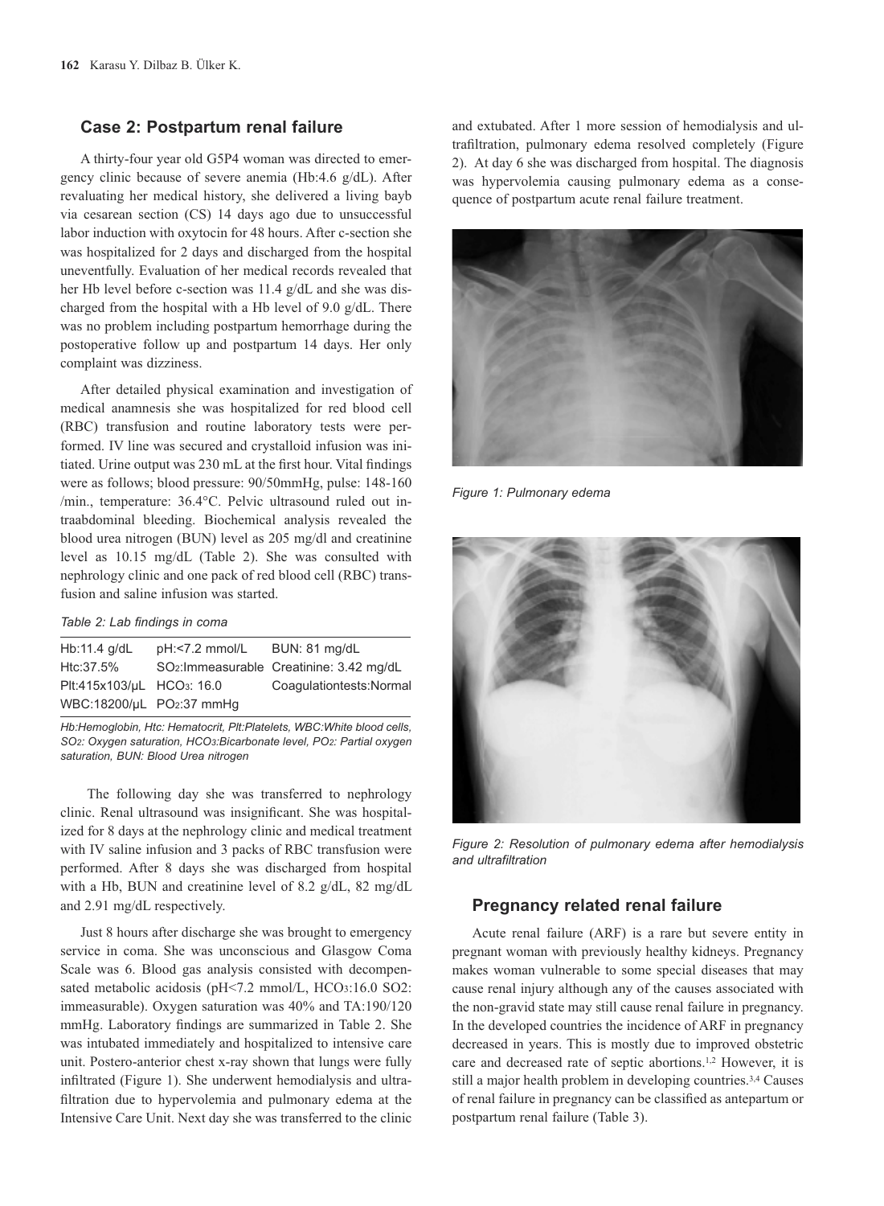## Case 2: Postpartum renal failure

A thirty-four year old G5P4 woman was directed to emergency clinic because of severe anemia (Hb:4.6 g/dL). After revaluating her medical history, she delivered a living bayb via cesarean section (CS) 14 days ago due to unsuccessful labor induction with oxytocin for 48 hours. After c-section she was hospitalized for 2 days and discharged from the hospital uneventfully. Evaluation of her medical records revealed that her Hb level before c-section was 11.4 g/dL and she was discharged from the hospital with a Hb level of 9.0 g/dL. There was no problem including postpartum hemorrhage during the postoperative follow up and postpartum 14 days. Her only complaint was dizziness.

After detailed physical examination and investigation of medical anamnesis she was hospitalized for red blood cell (RBC) transfusion and routine laboratory tests were performed. IV line was secured and crystalloid infusion was initiated. Urine output was 230 mL at the first hour. Vital findings were as follows; blood pressure: 90/50mmHg, pulse: 148-160 /min., temperature: 36.4°C. Pelvic ultrasound ruled out intraabdominal bleeding. Biochemical analysis revealed the blood urea nitrogen (BUN) level as 205 mg/dl and creatinine level as 10.15 mg/dL (Table 2). She was consulted with nephrology clinic and one pack of red blood cell (RBC) transfusion and saline infusion was started.

*Table 2: Lab findings in coma*

| | | |
|---|---|---|
| Hb:11.4 g/dL | pH:<7.2 mmol/L | BUN: 81 mg/dL |
| Htc:37.5% | $SO_2$:Immeasurable | Creatinine: 3.42 mg/dL |
| Plt:415x103/μL | $HCO_3$: 16.0 | Coagulationtests:Normal |
| WBC:18200/μL | $PO_2$:37 mmHg | |

*Hb:Hemoglobin, Htc: Hematocrit, Plt:Platelets, WBC:White blood cells, $SO_2$: Oxygen saturation, $HCO_3$:Bicarbonate level, $PO_2$: Partial oxygen saturation, BUN: Blood Urea nitrogen*

The following day she was transferred to nephrology clinic. Renal ultrasound was insignificant. She was hospitalized for 8 days at the nephrology clinic and medical treatment with IV saline infusion and 3 packs of RBC transfusion were performed. After 8 days she was discharged from hospital with a Hb, BUN and creatinine level of 8.2 g/dL, 82 mg/dL and 2.91 mg/dL respectively.

Just 8 hours after discharge she was brought to emergency service in coma. She was unconscious and Glasgow Coma Scale was 6. Blood gas analysis consisted with decompensated metabolic acidosis (pH<7.2 mmol/L, $HCO_3$:16.0 $SO_2$: immeasurable). Oxygen saturation was 40% and TA:190/120 mmHg. Laboratory findings are summarized in Table 2. She was intubated immediately and hospitalized to intensive care unit. Postero-anterior chest x-ray shown that lungs were fully infiltrated (Figure 1). She underwent hemodialysis and ultrafiltration due to hypervolemia and pulmonary edema at the Intensive Care Unit. Next day she was transferred to the clinic and extubated. After 1 more session of hemodialysis and ultrafiltration, pulmonary edema resolved completely (Figure 2). At day 6 she was discharged from hospital. The diagnosis was hypervolemia causing pulmonary edema as a consequence of postpartum acute renal failure treatment.

*Figure 1: Pulmonary edema*

*Figure 2: Resolution of pulmonary edema after hemodialysis and ultrafiltration*

## Pregnancy related renal failure

Acute renal failure (ARF) is a rare but severe entity in pregnant woman with previously healthy kidneys. Pregnancy makes woman vulnerable to some special diseases that may cause renal injury although any of the causes associated with the non-gravid state may still cause renal failure in pregnancy. In the developed countries the incidence of ARF in pregnancy decreased in years. This is mostly due to improved obstetric care and decreased rate of septic abortions.[1,2] However, it is still a major health problem in developing countries.[3,4] Causes of renal failure in pregnancy can be classified as antepartum or postpartum renal failure (Table 3).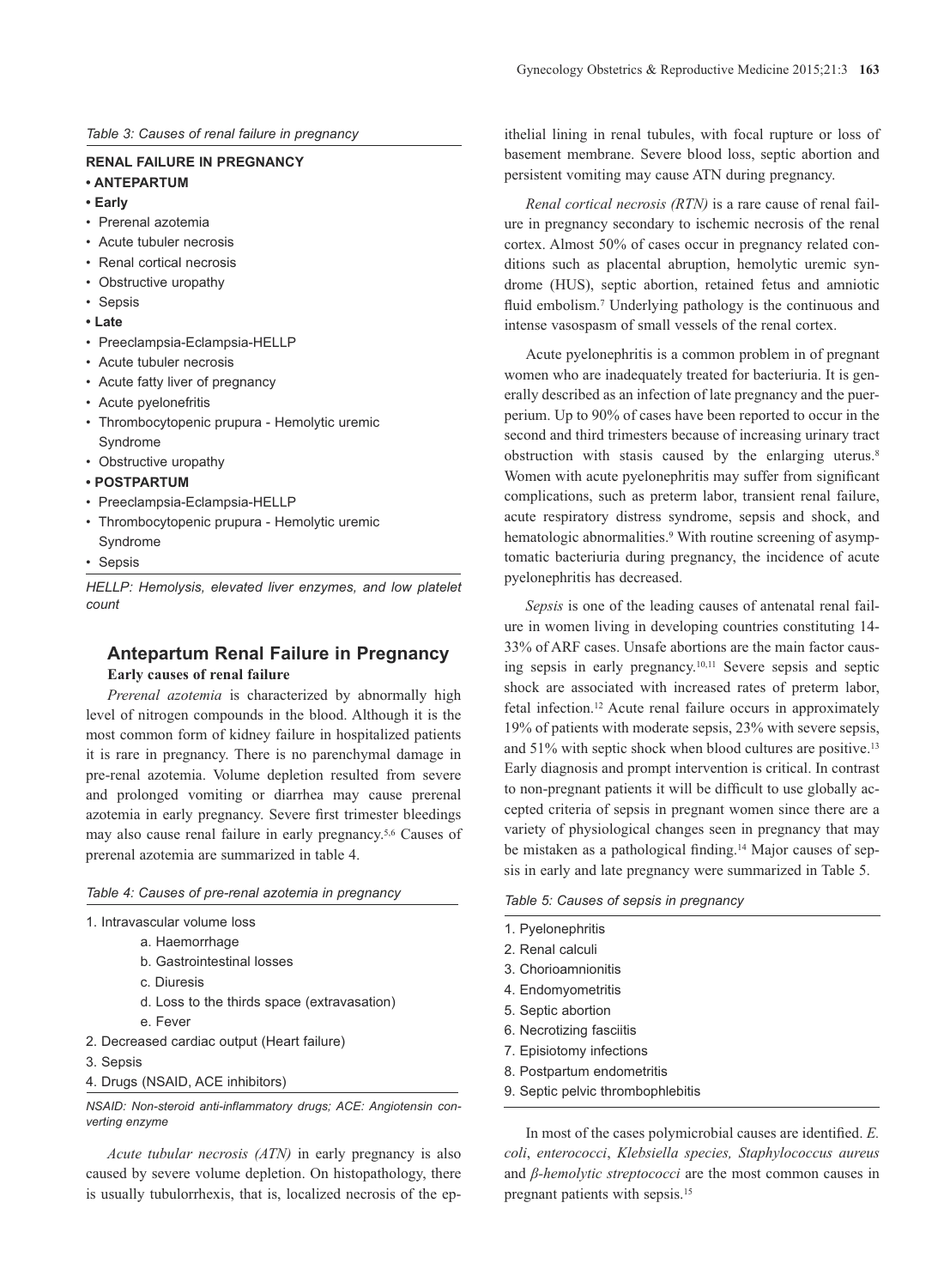*Table 3: Causes of renal failure in pregnancy*

**RENAL FAILURE IN PREGNANCY**

- **ANTEPARTUM**
- **Early**
- Prerenal azotemia
- Acute tubuler necrosis
- Renal cortical necrosis
- Obstructive uropathy
- Sepsis
- **Late**
- Preeclampsia-Eclampsia-HELLP
- Acute tubuler necrosis
- Acute fatty liver of pregnancy
- Acute pyelonefritis
- Thrombocytopenic prupura - Hemolytic uremic Syndrome
- Obstructive uropathy
- **POSTPARTUM**
- Preeclampsia-Eclampsia-HELLP
- Thrombocytopenic prupura - Hemolytic uremic Syndrome
- Sepsis

*HELLP: Hemolysis, elevated liver enzymes, and low platelet count*

## Antepartum Renal Failure in Pregnancy

### Early causes of renal failure

*Prerenal azotemia* is characterized by abnormally high level of nitrogen compounds in the blood. Although it is the most common form of kidney failure in hospitalized patients it is rare in pregnancy. There is no parenchymal damage in pre-renal azotemia. Volume depletion resulted from severe and prolonged vomiting or diarrhea may cause prerenal azotemia in early pregnancy. Severe first trimester bleedings may also cause renal failure in early pregnancy.[5,6] Causes of prerenal azotemia are summarized in table 4.

*Table 4: Causes of pre-renal azotemia in pregnancy*

1. Intravascular volume loss
   a. Haemorrhage
   b. Gastrointestinal losses
   c. Diuresis
   d. Loss to the thirds space (extravasation)
   e. Fever
2. Decreased cardiac output (Heart failure)
3. Sepsis
4. Drugs (NSAID, ACE inhibitors)

*NSAID: Non-steroid anti-inflammatory drugs; ACE: Angiotensin converting enzyme*

*Acute tubular necrosis (ATN)* in early pregnancy is also caused by severe volume depletion. On histopathology, there is usually tubulorrhexis, that is, localized necrosis of the epithelial lining in renal tubules, with focal rupture or loss of basement membrane. Severe blood loss, septic abortion and persistent vomiting may cause ATN during pregnancy.

*Renal cortical necrosis (RTN)* is a rare cause of renal failure in pregnancy secondary to ischemic necrosis of the renal cortex. Almost 50% of cases occur in pregnancy related conditions such as placental abruption, hemolytic uremic syndrome (HUS), septic abortion, retained fetus and amniotic fluid embolism.[7] Underlying pathology is the continuous and intense vasospasm of small vessels of the renal cortex.

Acute pyelonephritis is a common problem in of pregnant women who are inadequately treated for bacteriuria. It is generally described as an infection of late pregnancy and the puerperium. Up to 90% of cases have been reported to occur in the second and third trimesters because of increasing urinary tract obstruction with stasis caused by the enlarging uterus.[8] Women with acute pyelonephritis may suffer from significant complications, such as preterm labor, transient renal failure, acute respiratory distress syndrome, sepsis and shock, and hematologic abnormalities.[9] With routine screening of asymptomatic bacteriuria during pregnancy, the incidence of acute pyelonephritis has decreased.

*Sepsis* is one of the leading causes of antenatal renal failure in women living in developing countries constituting 14-33% of ARF cases. Unsafe abortions are the main factor causing sepsis in early pregnancy.[10,11] Severe sepsis and septic shock are associated with increased rates of preterm labor, fetal infection.[12] Acute renal failure occurs in approximately 19% of patients with moderate sepsis, 23% with severe sepsis, and 51% with septic shock when blood cultures are positive.[13] Early diagnosis and prompt intervention is critical. In contrast to non-pregnant patients it will be difficult to use globally accepted criteria of sepsis in pregnant women since there are a variety of physiological changes seen in pregnancy that may be mistaken as a pathological finding.[14] Major causes of sepsis in early and late pregnancy were summarized in Table 5.

*Table 5: Causes of sepsis in pregnancy*

1. Pyelonephritis
2. Renal calculi
3. Chorioamnionitis
4. Endomyometritis
5. Septic abortion
6. Necrotizing fasciitis
7. Episiotomy infections
8. Postpartum endometritis
9. Septic pelvic thrombophlebitis

In most of the cases polymicrobial causes are identified. *E. coli*, *enterococci*, *Klebsiella species, Staphylococcus aureus* and *β-hemolytic streptococci* are the most common causes in pregnant patients with sepsis.[15]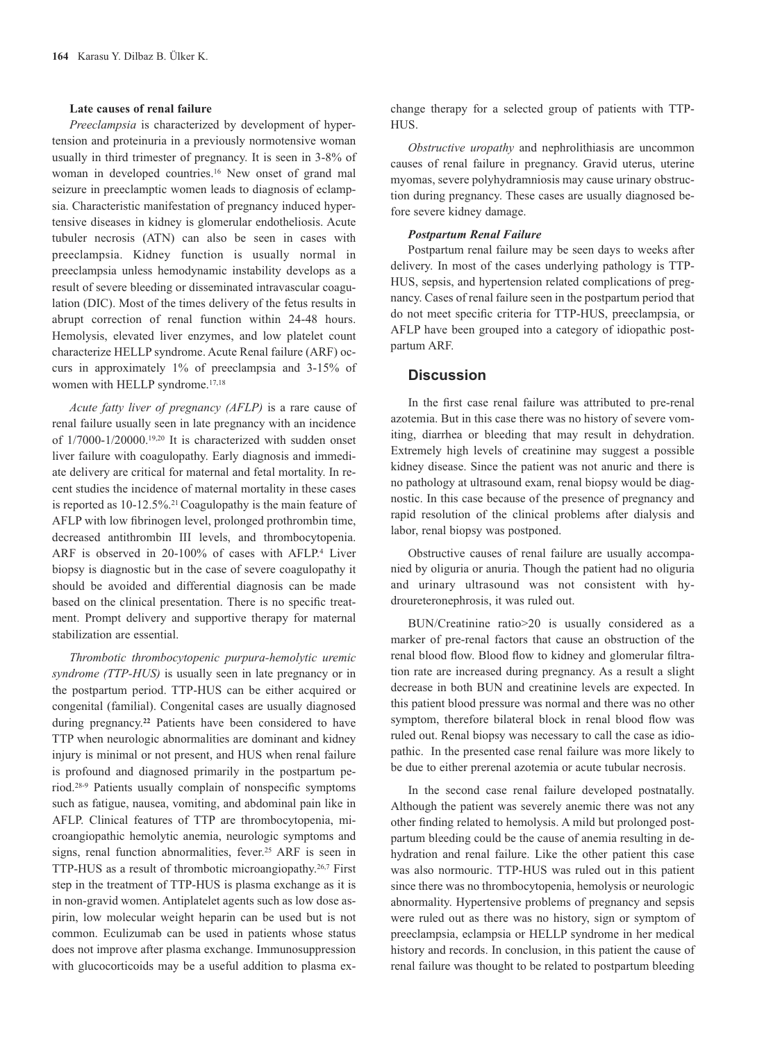#### Late causes of renal failure

*Preeclampsia* is characterized by development of hypertension and proteinuria in a previously normotensive woman usually in third trimester of pregnancy. It is seen in 3-8% of woman in developed countries.[16] New onset of grand mal seizure in preeclamptic women leads to diagnosis of eclampsia. Characteristic manifestation of pregnancy induced hypertensive diseases in kidney is glomerular endotheliosis. Acute tubuler necrosis (ATN) can also be seen in cases with preeclampsia. Kidney function is usually normal in preeclampsia unless hemodynamic instability develops as a result of severe bleeding or disseminated intravascular coagulation (DIC). Most of the times delivery of the fetus results in abrupt correction of renal function within 24-48 hours. Hemolysis, elevated liver enzymes, and low platelet count characterize HELLP syndrome. Acute Renal failure (ARF) occurs in approximately 1% of preeclampsia and 3-15% of women with HELLP syndrome.[17,18]

*Acute fatty liver of pregnancy (AFLP)* is a rare cause of renal failure usually seen in late pregnancy with an incidence of 1/7000-1/20000.[19,20] It is characterized with sudden onset liver failure with coagulopathy. Early diagnosis and immediate delivery are critical for maternal and fetal mortality. In recent studies the incidence of maternal mortality in these cases is reported as 10-12.5%.[21] Coagulopathy is the main feature of AFLP with low fibrinogen level, prolonged prothrombin time, decreased antithrombin III levels, and thrombocytopenia. ARF is observed in 20-100% of cases with AFLP.[4] Liver biopsy is diagnostic but in the case of severe coagulopathy it should be avoided and differential diagnosis can be made based on the clinical presentation. There is no specific treatment. Prompt delivery and supportive therapy for maternal stabilization are essential.

*Thrombotic thrombocytopenic purpura-hemolytic uremic syndrome (TTP-HUS)* is usually seen in late pregnancy or in the postpartum period. TTP-HUS can be either acquired or congenital (familial). Congenital cases are usually diagnosed during pregnancy.[22] Patients have been considered to have TTP when neurologic abnormalities are dominant and kidney injury is minimal or not present, and HUS when renal failure is profound and diagnosed primarily in the postpartum period.[28-9] Patients usually complain of nonspecific symptoms such as fatigue, nausea, vomiting, and abdominal pain like in AFLP. Clinical features of TTP are thrombocytopenia, microangiopathic hemolytic anemia, neurologic symptoms and signs, renal function abnormalities, fever.[25] ARF is seen in TTP-HUS as a result of thrombotic microangiopathy.[26,7] First step in the treatment of TTP-HUS is plasma exchange as it is in non-gravid women. Antiplatelet agents such as low dose aspirin, low molecular weight heparin can be used but is not common. Eculizumab can be used in patients whose status does not improve after plasma exchange. Immunosuppression with glucocorticoids may be a useful addition to plasma exchange therapy for a selected group of patients with TTP-HUS.

*Obstructive uropathy* and nephrolithiasis are uncommon causes of renal failure in pregnancy. Gravid uterus, uterine myomas, severe polyhydramniosis may cause urinary obstruction during pregnancy. These cases are usually diagnosed before severe kidney damage.

#### *Postpartum Renal Failure*

Postpartum renal failure may be seen days to weeks after delivery. In most of the cases underlying pathology is TTP-HUS, sepsis, and hypertension related complications of pregnancy. Cases of renal failure seen in the postpartum period that do not meet specific criteria for TTP-HUS, preeclampsia, or AFLP have been grouped into a category of idiopathic postpartum ARF.

## Discussion

In the first case renal failure was attributed to pre-renal azotemia. But in this case there was no history of severe vomiting, diarrhea or bleeding that may result in dehydration. Extremely high levels of creatinine may suggest a possible kidney disease. Since the patient was not anuric and there is no pathology at ultrasound exam, renal biopsy would be diagnostic. In this case because of the presence of pregnancy and rapid resolution of the clinical problems after dialysis and labor, renal biopsy was postponed.

Obstructive causes of renal failure are usually accompanied by oliguria or anuria. Though the patient had no oliguria and urinary ultrasound was not consistent with hydroureteronephrosis, it was ruled out.

BUN/Creatinine ratio>20 is usually considered as a marker of pre-renal factors that cause an obstruction of the renal blood flow. Blood flow to kidney and glomerular filtration rate are increased during pregnancy. As a result a slight decrease in both BUN and creatinine levels are expected. In this patient blood pressure was normal and there was no other symptom, therefore bilateral block in renal blood flow was ruled out. Renal biopsy was necessary to call the case as idiopathic. In the presented case renal failure was more likely to be due to either prerenal azotemia or acute tubular necrosis.

In the second case renal failure developed postnatally. Although the patient was severely anemic there was not any other finding related to hemolysis. A mild but prolonged postpartum bleeding could be the cause of anemia resulting in dehydration and renal failure. Like the other patient this case was also normouric. TTP-HUS was ruled out in this patient since there was no thrombocytopenia, hemolysis or neurologic abnormality. Hypertensive problems of pregnancy and sepsis were ruled out as there was no history, sign or symptom of preeclampsia, eclampsia or HELLP syndrome in her medical history and records. In conclusion, in this patient the cause of renal failure was thought to be related to postpartum bleeding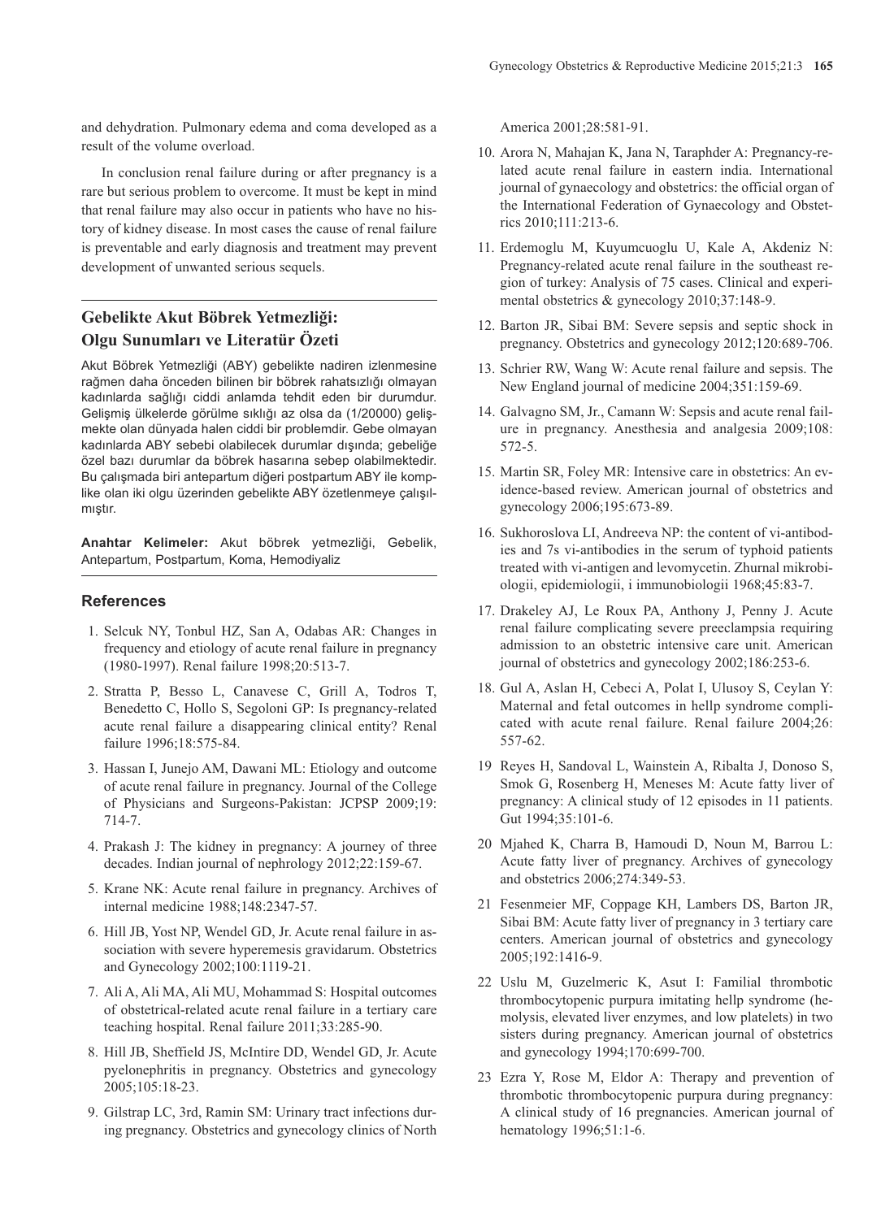and dehydration. Pulmonary edema and coma developed as a result of the volume overload.

In conclusion renal failure during or after pregnancy is a rare but serious problem to overcome. It must be kept in mind that renal failure may also occur in patients who have no history of kidney disease. In most cases the cause of renal failure is preventable and early diagnosis and treatment may prevent development of unwanted serious sequels.

## Gebelikte Akut Böbrek Yetmezliği: Olgu Sunumları ve Literatür Özeti

Akut Böbrek Yetmezliği (ABY) gebelikte nadiren izlenmesine rağmen daha önceden bilinen bir böbrek rahatsızlığı olmayan kadınlarda sağlığı ciddi anlamda tehdit eden bir durumdur. Gelişmiş ülkelerde görülme sıklığı az olsa da (1/20000) gelişmekte olan dünyada halen ciddi bir problemdir. Gebe olmayan kadınlarda ABY sebebi olabilecek durumlar dışında; gebeliğe özel bazı durumlar da böbrek hasarına sebep olabilmektedir. Bu çalışmada biri antepartum diğeri postpartum ABY ile komplike olan iki olgu üzerinden gebelikte ABY özetlenmeye çalışılmıştır.

**Anahtar Kelimeler:** Akut böbrek yetmezliği, Gebelik, Antepartum, Postpartum, Koma, Hemodiyaliz

## References

1. Selcuk NY, Tonbul HZ, San A, Odabas AR: Changes in frequency and etiology of acute renal failure in pregnancy (1980-1997). Renal failure 1998;20:513-7.
2. Stratta P, Besso L, Canavese C, Grill A, Todros T, Benedetto C, Hollo S, Segoloni GP: Is pregnancy-related acute renal failure a disappearing clinical entity? Renal failure 1996;18:575-84.
3. Hassan I, Junejo AM, Dawani ML: Etiology and outcome of acute renal failure in pregnancy. Journal of the College of Physicians and Surgeons-Pakistan: JCPSP 2009;19:714-7.
4. Prakash J: The kidney in pregnancy: A journey of three decades. Indian journal of nephrology 2012;22:159-67.
5. Krane NK: Acute renal failure in pregnancy. Archives of internal medicine 1988;148:2347-57.
6. Hill JB, Yost NP, Wendel GD, Jr. Acute renal failure in association with severe hyperemesis gravidarum. Obstetrics and Gynecology 2002;100:1119-21.
7. Ali A, Ali MA, Ali MU, Mohammad S: Hospital outcomes of obstetrical-related acute renal failure in a tertiary care teaching hospital. Renal failure 2011;33:285-90.
8. Hill JB, Sheffield JS, McIntire DD, Wendel GD, Jr. Acute pyelonephritis in pregnancy. Obstetrics and gynecology 2005;105:18-23.
9. Gilstrap LC, 3rd, Ramin SM: Urinary tract infections during pregnancy. Obstetrics and gynecology clinics of North America 2001;28:581-91.
10. Arora N, Mahajan K, Jana N, Taraphder A: Pregnancy-related acute renal failure in eastern india. International journal of gynaecology and obstetrics: the official organ of the International Federation of Gynaecology and Obstetrics 2010;111:213-6.
11. Erdemoglu M, Kuyumcuoglu U, Kale A, Akdeniz N: Pregnancy-related acute renal failure in the southeast region of turkey: Analysis of 75 cases. Clinical and experimental obstetrics & gynecology 2010;37:148-9.
12. Barton JR, Sibai BM: Severe sepsis and septic shock in pregnancy. Obstetrics and gynecology 2012;120:689-706.
13. Schrier RW, Wang W: Acute renal failure and sepsis. The New England journal of medicine 2004;351:159-69.
14. Galvagno SM, Jr., Camann W: Sepsis and acute renal failure in pregnancy. Anesthesia and analgesia 2009;108:572-5.
15. Martin SR, Foley MR: Intensive care in obstetrics: An evidence-based review. American journal of obstetrics and gynecology 2006;195:673-89.
16. Sukhoroslova LI, Andreeva NP: the content of vi-antibodies and 7s vi-antibodies in the serum of typhoid patients treated with vi-antigen and levomycetin. Zhurnal mikrobiologii, epidemiologii, i immunobiologii 1968;45:83-7.
17. Drakeley AJ, Le Roux PA, Anthony J, Penny J. Acute renal failure complicating severe preeclampsia requiring admission to an obstetric intensive care unit. American journal of obstetrics and gynecology 2002;186:253-6.
18. Gul A, Aslan H, Cebeci A, Polat I, Ulusoy S, Ceylan Y: Maternal and fetal outcomes in hellp syndrome complicated with acute renal failure. Renal failure 2004;26:557-62.
19. Reyes H, Sandoval L, Wainstein A, Ribalta J, Donoso S, Smok G, Rosenberg H, Meneses M: Acute fatty liver of pregnancy: A clinical study of 12 episodes in 11 patients. Gut 1994;35:101-6.
20. Mjahed K, Charra B, Hamoudi D, Noun M, Barrou L: Acute fatty liver of pregnancy. Archives of gynecology and obstetrics 2006;274:349-53.
21. Fesenmeier MF, Coppage KH, Lambers DS, Barton JR, Sibai BM: Acute fatty liver of pregnancy in 3 tertiary care centers. American journal of obstetrics and gynecology 2005;192:1416-9.
22. Uslu M, Guzelmeric K, Asut I: Familial thrombotic thrombocytopenic purpura imitating hellp syndrome (hemolysis, elevated liver enzymes, and low platelets) in two sisters during pregnancy. American journal of obstetrics and gynecology 1994;170:699-700.
23. Ezra Y, Rose M, Eldor A: Therapy and prevention of thrombotic thrombocytopenic purpura during pregnancy: A clinical study of 16 pregnancies. American journal of hematology 1996;51:1-6.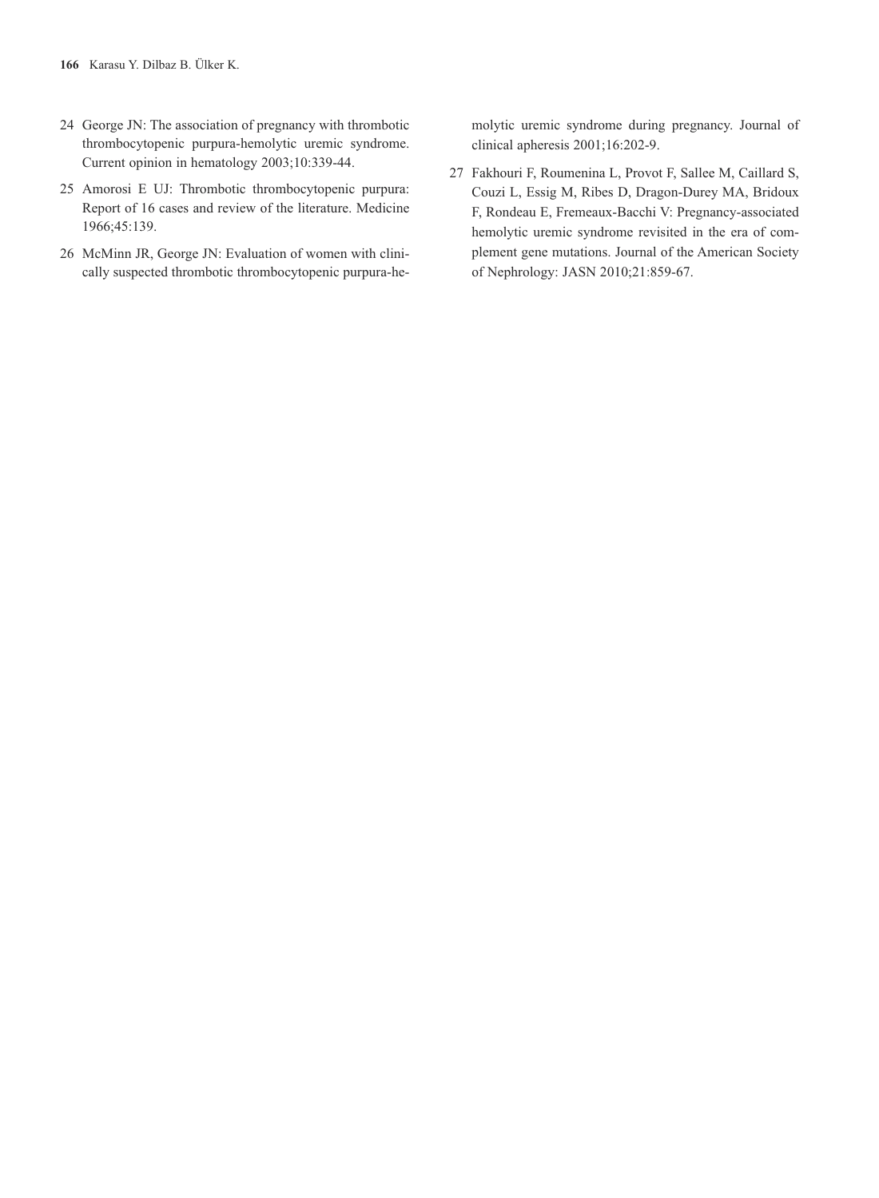24 George JN: The association of pregnancy with thrombotic thrombocytopenic purpura-hemolytic uremic syndrome. Current opinion in hematology 2003;10:339-44.

25 Amorosi E UJ: Thrombotic thrombocytopenic purpura: Report of 16 cases and review of the literature. Medicine 1966;45:139.

26 McMinn JR, George JN: Evaluation of women with clinically suspected thrombotic thrombocytopenic purpura-hemolytic uremic syndrome during pregnancy. Journal of clinical apheresis 2001;16:202-9.

27 Fakhouri F, Roumenina L, Provot F, Sallee M, Caillard S, Couzi L, Essig M, Ribes D, Dragon-Durey MA, Bridoux F, Rondeau E, Fremeaux-Bacchi V: Pregnancy-associated hemolytic uremic syndrome revisited in the era of complement gene mutations. Journal of the American Society of Nephrology: JASN 2010;21:859-67.